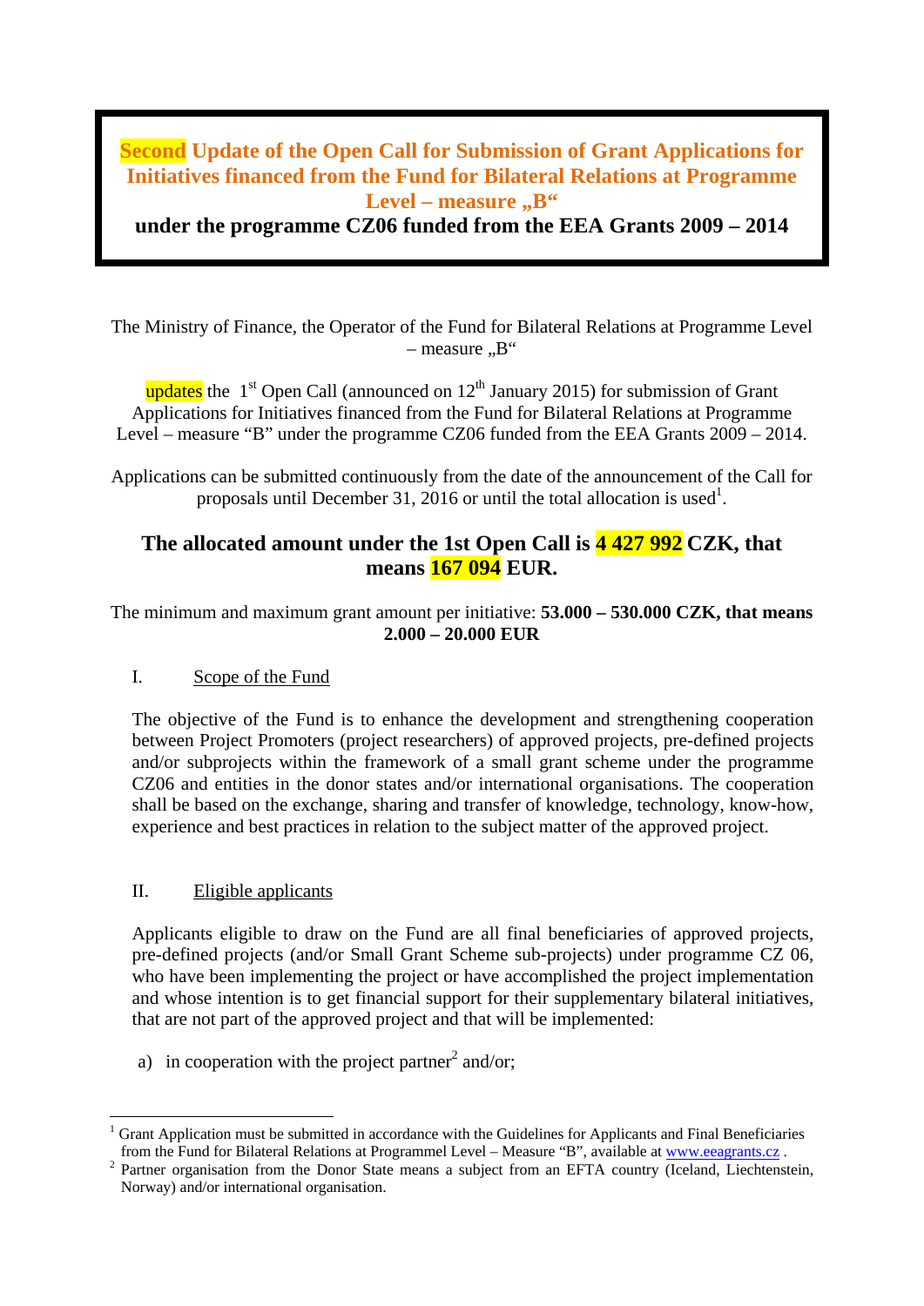# Second Update of the Open Call for Submission of Grant Applications for Initiatives financed from the Fund for Bilateral Relations at Programme Level – measure „B"

**under the programme CZ06 funded from the EEA Grants 2009 – 2014**

The Ministry of Finance, the Operator of the Fund for Bilateral Relations at Programme Level – measure „B"

updates the 1st Open Call (announced on 12th January 2015) for submission of Grant Applications for Initiatives financed from the Fund for Bilateral Relations at Programme Level – measure "B" under the programme CZ06 funded from the EEA Grants 2009 – 2014.

Applications can be submitted continuously from the date of the announcement of the Call for proposals until December 31, 2016 or until the total allocation is used[1].

**The allocated amount under the 1st Open Call is 4 427 992 CZK, that means 167 094 EUR.**

The minimum and maximum grant amount per initiative: **53.000 – 530.000 CZK, that means 2.000 – 20.000 EUR**

## I. Scope of the Fund

The objective of the Fund is to enhance the development and strengthening cooperation between Project Promoters (project researchers) of approved projects, pre-defined projects and/or subprojects within the framework of a small grant scheme under the programme CZ06 and entities in the donor states and/or international organisations. The cooperation shall be based on the exchange, sharing and transfer of knowledge, technology, know-how, experience and best practices in relation to the subject matter of the approved project.

## II. Eligible applicants

Applicants eligible to draw on the Fund are all final beneficiaries of approved projects, pre-defined projects (and/or Small Grant Scheme sub-projects) under programme CZ 06, who have been implementing the project or have accomplished the project implementation and whose intention is to get financial support for their supplementary bilateral initiatives, that are not part of the approved project and that will be implemented:

a) in cooperation with the project partner[2] and/or;

---

[1] Grant Application must be submitted in accordance with the Guidelines for Applicants and Final Beneficiaries from the Fund for Bilateral Relations at Programmel Level – Measure "B", available at www.eeagrants.cz .

[2] Partner organisation from the Donor State means a subject from an EFTA country (Iceland, Liechtenstein, Norway) and/or international organisation.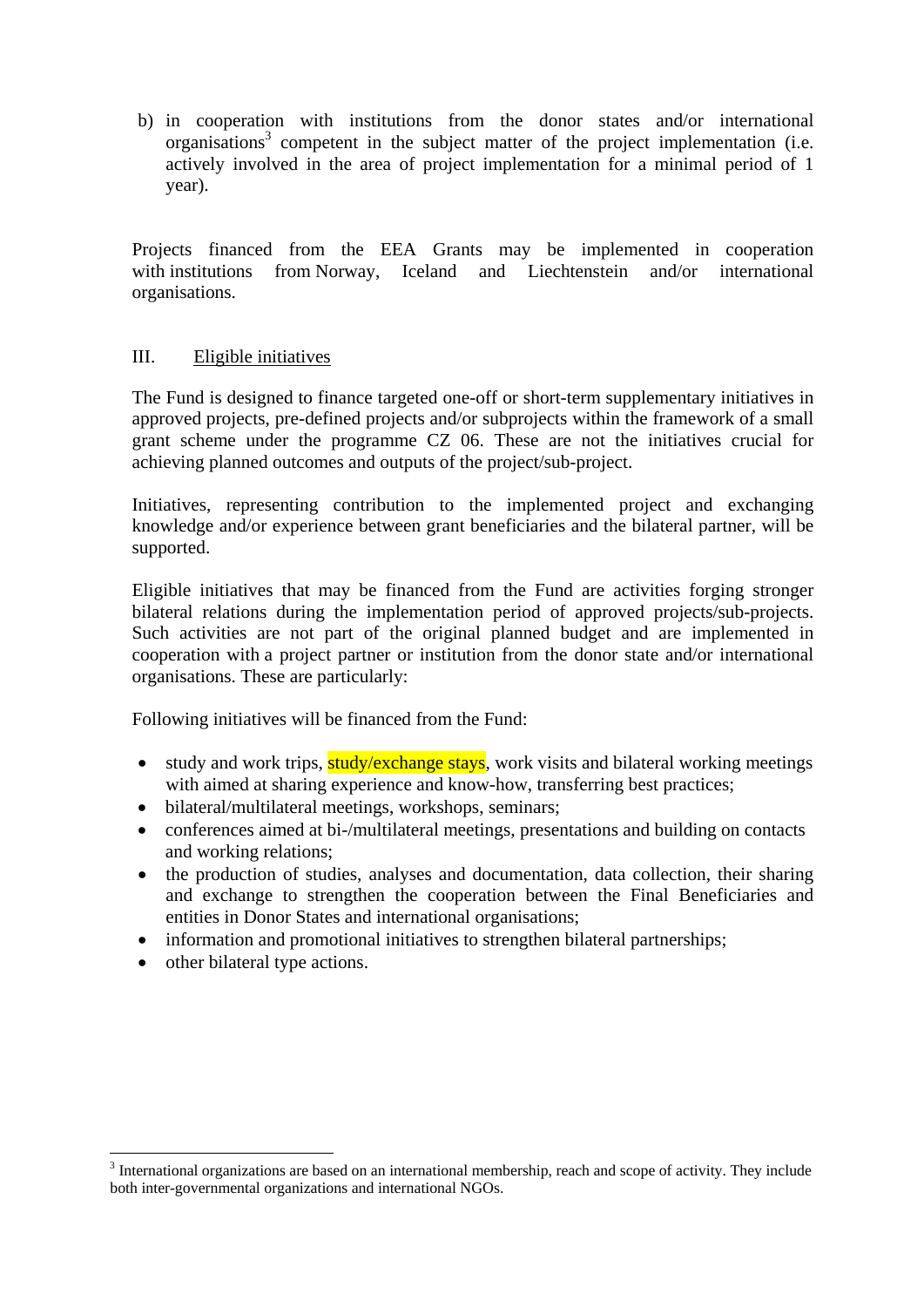b) in cooperation with institutions from the donor states and/or international organisations[3] competent in the subject matter of the project implementation (i.e. actively involved in the area of project implementation for a minimal period of 1 year).

Projects financed from the EEA Grants may be implemented in cooperation with institutions from Norway, Iceland and Liechtenstein and/or international organisations.

## III. Eligible initiatives

The Fund is designed to finance targeted one-off or short-term supplementary initiatives in approved projects, pre-defined projects and/or subprojects within the framework of a small grant scheme under the programme CZ 06. These are not the initiatives crucial for achieving planned outcomes and outputs of the project/sub-project.

Initiatives, representing contribution to the implemented project and exchanging knowledge and/or experience between grant beneficiaries and the bilateral partner, will be supported.

Eligible initiatives that may be financed from the Fund are activities forging stronger bilateral relations during the implementation period of approved projects/sub-projects. Such activities are not part of the original planned budget and are implemented in cooperation with a project partner or institution from the donor state and/or international organisations. These are particularly:

Following initiatives will be financed from the Fund:

- study and work trips, study/exchange stays, work visits and bilateral working meetings with aimed at sharing experience and know-how, transferring best practices;
- bilateral/multilateral meetings, workshops, seminars;
- conferences aimed at bi-/multilateral meetings, presentations and building on contacts and working relations;
- the production of studies, analyses and documentation, data collection, their sharing and exchange to strengthen the cooperation between the Final Beneficiaries and entities in Donor States and international organisations;
- information and promotional initiatives to strengthen bilateral partnerships;
- other bilateral type actions.

[3] International organizations are based on an international membership, reach and scope of activity. They include both inter-governmental organizations and international NGOs.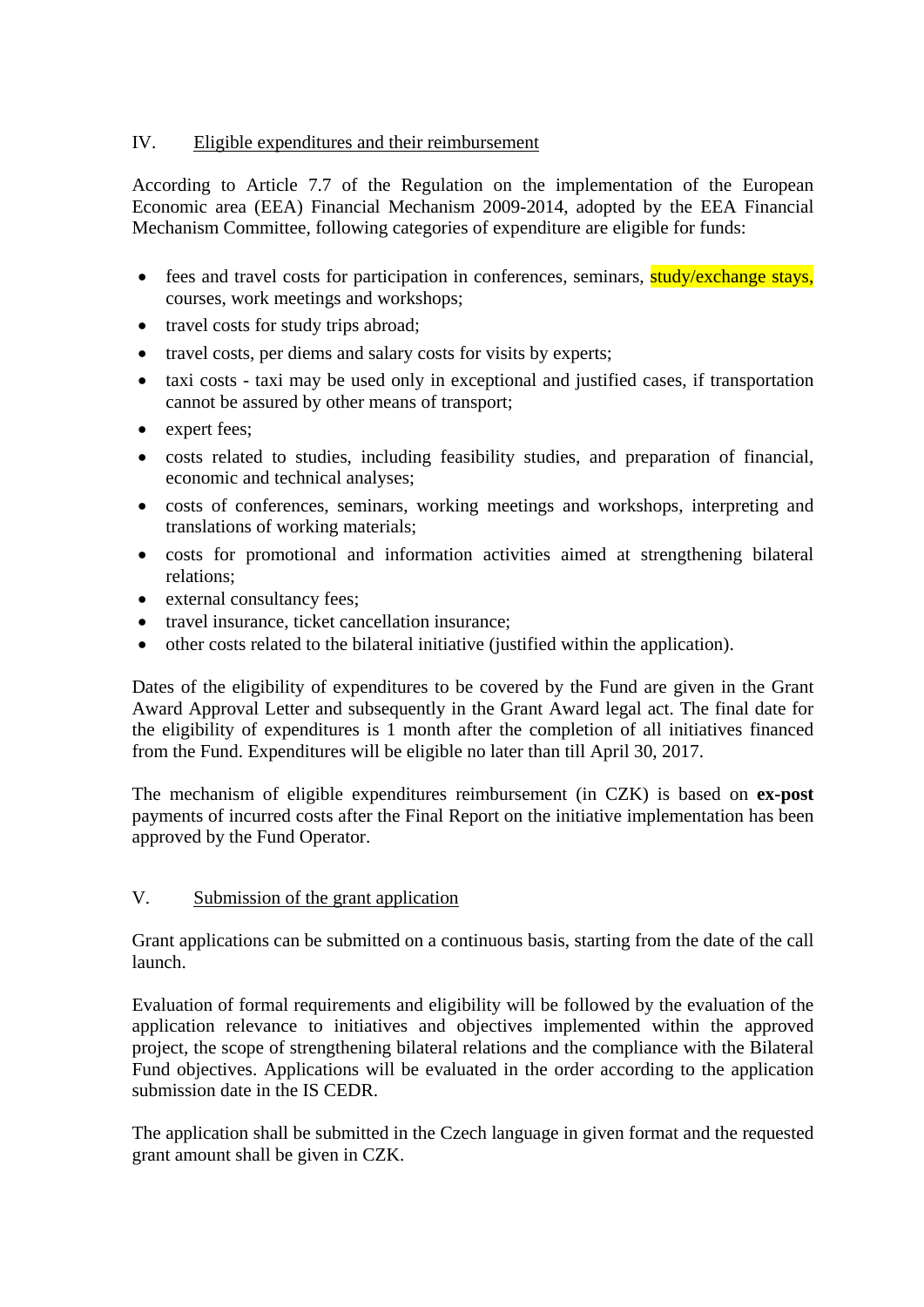## IV. Eligible expenditures and their reimbursement

According to Article 7.7 of the Regulation on the implementation of the European Economic area (EEA) Financial Mechanism 2009-2014, adopted by the EEA Financial Mechanism Committee, following categories of expenditure are eligible for funds:

- fees and travel costs for participation in conferences, seminars, study/exchange stays, courses, work meetings and workshops;
- travel costs for study trips abroad;
- travel costs, per diems and salary costs for visits by experts;
- taxi costs - taxi may be used only in exceptional and justified cases, if transportation cannot be assured by other means of transport;
- expert fees;
- costs related to studies, including feasibility studies, and preparation of financial, economic and technical analyses;
- costs of conferences, seminars, working meetings and workshops, interpreting and translations of working materials;
- costs for promotional and information activities aimed at strengthening bilateral relations;
- external consultancy fees;
- travel insurance, ticket cancellation insurance;
- other costs related to the bilateral initiative (justified within the application).

Dates of the eligibility of expenditures to be covered by the Fund are given in the Grant Award Approval Letter and subsequently in the Grant Award legal act. The final date for the eligibility of expenditures is 1 month after the completion of all initiatives financed from the Fund. Expenditures will be eligible no later than till April 30, 2017.

The mechanism of eligible expenditures reimbursement (in CZK) is based on **ex-post** payments of incurred costs after the Final Report on the initiative implementation has been approved by the Fund Operator.

## V. Submission of the grant application

Grant applications can be submitted on a continuous basis, starting from the date of the call launch.

Evaluation of formal requirements and eligibility will be followed by the evaluation of the application relevance to initiatives and objectives implemented within the approved project, the scope of strengthening bilateral relations and the compliance with the Bilateral Fund objectives. Applications will be evaluated in the order according to the application submission date in the IS CEDR.

The application shall be submitted in the Czech language in given format and the requested grant amount shall be given in CZK.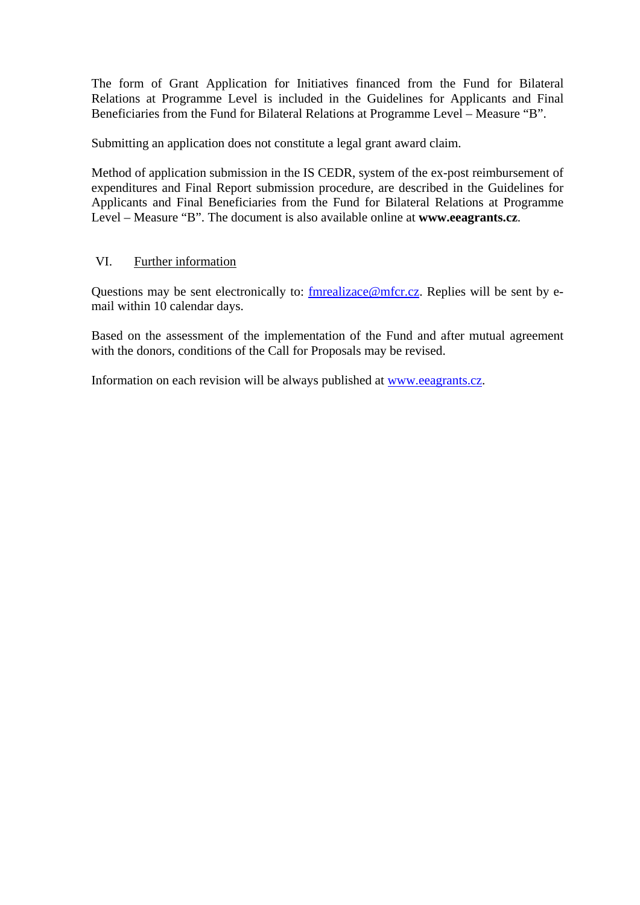The form of Grant Application for Initiatives financed from the Fund for Bilateral Relations at Programme Level is included in the Guidelines for Applicants and Final Beneficiaries from the Fund for Bilateral Relations at Programme Level – Measure “B”.

Submitting an application does not constitute a legal grant award claim.

Method of application submission in the IS CEDR, system of the ex-post reimbursement of expenditures and Final Report submission procedure, are described in the Guidelines for Applicants and Final Beneficiaries from the Fund for Bilateral Relations at Programme Level – Measure “B”. The document is also available online at **www.eeagrants.cz**.

## VI. Further information

Questions may be sent electronically to: fmrealizace@mfcr.cz. Replies will be sent by e-mail within 10 calendar days.

Based on the assessment of the implementation of the Fund and after mutual agreement with the donors, conditions of the Call for Proposals may be revised.

Information on each revision will be always published at www.eeagrants.cz.